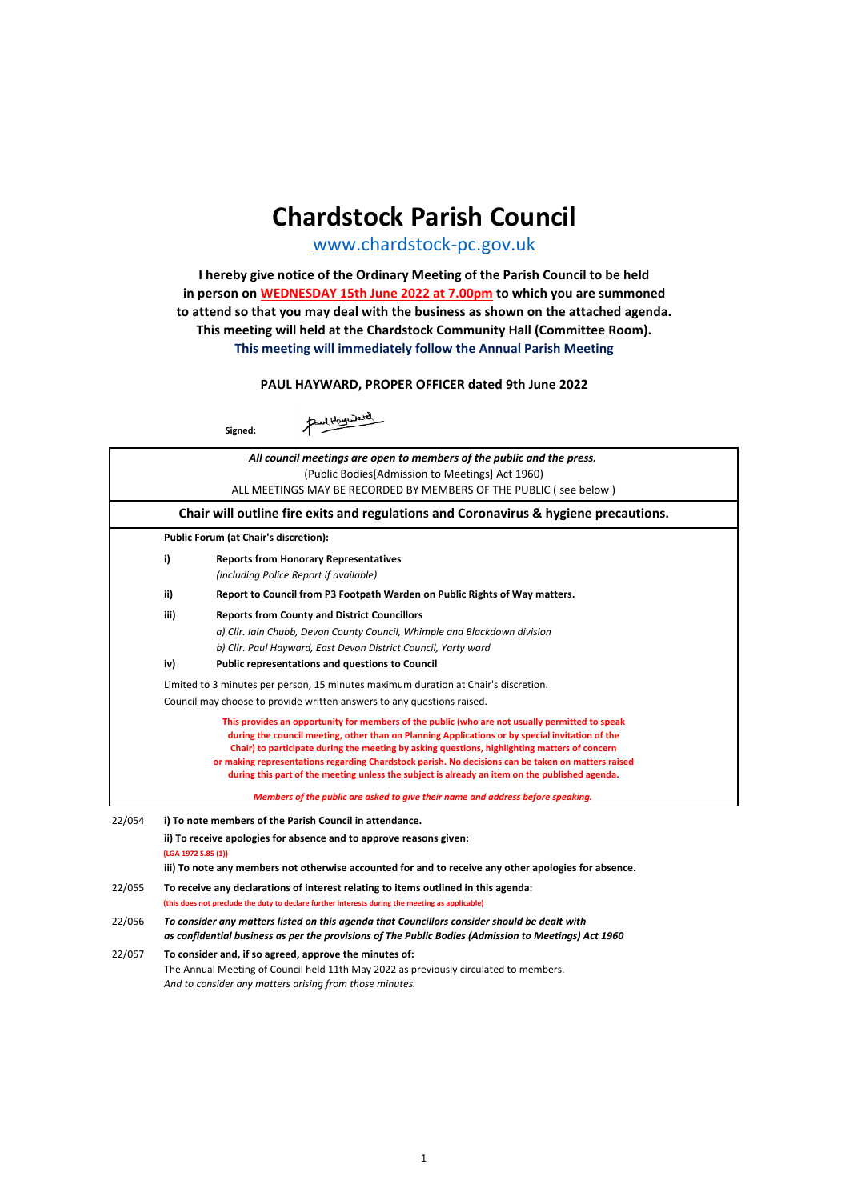# Chardstock Parish Council

www.chardstock-pc.gov.uk

**I hereby give notice of the Ordinary Meeting of the Parish Council to be held in person on WEDNESDAY 15th June 2022 at 7.00pm to which you are summoned to attend so that you may deal with the business as shown on the attached agenda. This meeting will held at the Chardstock Community Hall (Committee Room).**
**This meeting will immediately follow the Annual Parish Meeting**

**PAUL HAYWARD, PROPER OFFICER dated 9th June 2022**

**Signed:**

*All council meetings are open to members of the public and the press.*
(Public Bodies[Admission to Meetings] Act 1960)
ALL MEETINGS MAY BE RECORDED BY MEMBERS OF THE PUBLIC ( see below )

**Chair will outline fire exits and regulations and Coronavirus & hygiene precautions.**

**Public Forum (at Chair's discretion):**

**i) Reports from Honorary Representatives**
*(including Police Report if available)*

**ii) Report to Council from P3 Footpath Warden on Public Rights of Way matters.**

**iii) Reports from County and District Councillors**
*a) Cllr. Iain Chubb, Devon County Council, Whimple and Blackdown division*
*b) Cllr. Paul Hayward, East Devon District Council, Yarty ward*

**iv) Public representations and questions to Council**

Limited to 3 minutes per person, 15 minutes maximum duration at Chair's discretion.
Council may choose to provide written answers to any questions raised.

**This provides an opportunity for members of the public (who are not usually permitted to speak during the council meeting, other than on Planning Applications or by special invitation of the Chair) to participate during the meeting by asking questions, highlighting matters of concern or making representations regarding Chardstock parish. No decisions can be taken on matters raised during this part of the meeting unless the subject is already an item on the published agenda.**

***Members of the public are asked to give their name and address before speaking.***

22/054 **i) To note members of the Parish Council in attendance.**
**ii) To receive apologies for absence and to approve reasons given:**
**(LGA 1972 S.85 (1))**
**iii) To note any members not otherwise accounted for and to receive any other apologies for absence.**

22/055 **To receive any declarations of interest relating to items outlined in this agenda:**
**(this does not preclude the duty to declare further interests during the meeting as applicable)**

22/056 ***To consider any matters listed on this agenda that Councillors consider should be dealt with as confidential business as per the provisions of The Public Bodies (Admission to Meetings) Act 1960***

22/057 **To consider and, if so agreed, approve the minutes of:**
The Annual Meeting of Council held 11th May 2022 as previously circulated to members.
*And to consider any matters arising from those minutes.*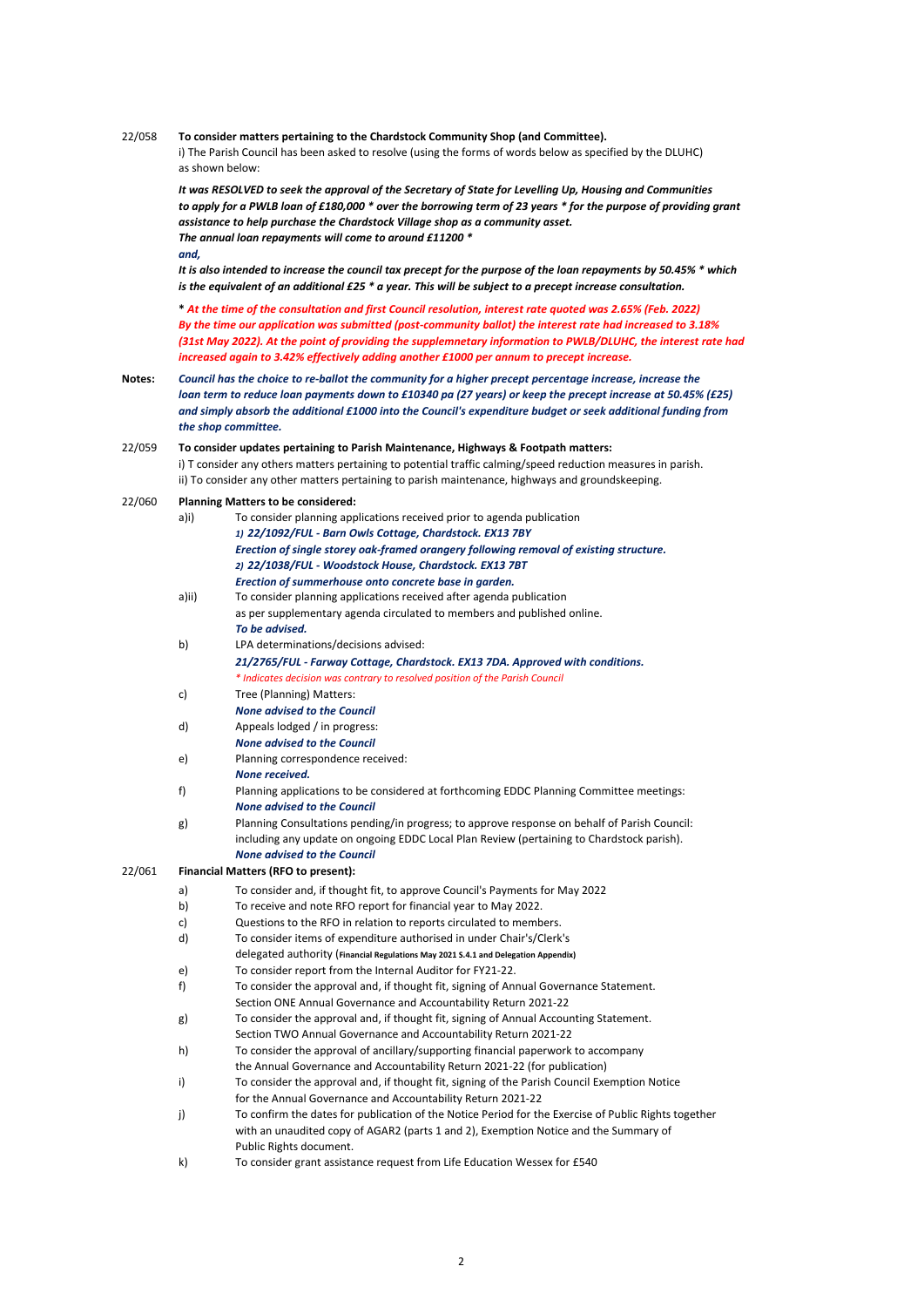**22/058** **To consider matters pertaining to the Chardstock Community Shop (and Committee).**

i) The Parish Council has been asked to resolve (using the forms of words below as specified by the DLUHC) as shown below:

***It was RESOLVED to seek the approval of the Secretary of State for Levelling Up, Housing and Communities to apply for a PWLB loan of £180,000 * over the borrowing term of 23 years * for the purpose of providing grant assistance to help purchase the Chardstock Village shop as a community asset.***
***The annual loan repayments will come to around £11200 ****
***and,***
***It is also intended to increase the council tax precept for the purpose of the loan repayments by 50.45% * which is the equivalent of an additional £25 * a year. This will be subject to a precept increase consultation.***

*** *At the time of the consultation and first Council resolution, interest rate quoted was 2.65% (Feb. 2022) By the time our application was submitted (post-community ballot) the interest rate had increased to 3.18% (31st May 2022). At the point of providing the supplemnetary information to PWLB/DLUHC, the interest rate had increased again to 3.42% effectively adding another £1000 per annum to precept increase.***

**Notes:** ***Council has the choice to re-ballot the community for a higher precept percentage increase, increase the loan term to reduce loan payments down to £10340 pa (27 years) or keep the precept increase at 50.45% (£25) and simply absorb the additional £1000 into the Council's expenditure budget or seek additional funding from the shop committee.***

**22/059** **To consider updates pertaining to Parish Maintenance, Highways & Footpath matters:**

i) T consider any others matters pertaining to potential traffic calming/speed reduction measures in parish.
ii) To consider any other matters pertaining to parish maintenance, highways and groundskeeping.

**22/060** **Planning Matters to be considered:**

a)i) To consider planning applications received prior to agenda publication
***1) 22/1092/FUL - Barn Owls Cottage, Chardstock. EX13 7BY***
***Erection of single storey oak-framed orangery following removal of existing structure.***
***2) 22/1038/FUL - Woodstock House, Chardstock. EX13 7BT***
***Erection of summerhouse onto concrete base in garden.***

a)ii) To consider planning applications received after agenda publication as per supplementary agenda circulated to members and published online.
***To be advised.***

b) LPA determinations/decisions advised:
***21/2765/FUL - Farway Cottage, Chardstock. EX13 7DA. Approved with conditions.***
*\* Indicates decision was contrary to resolved position of the Parish Council*

c) Tree (Planning) Matters:
***None advised to the Council***

d) Appeals lodged / in progress:
***None advised to the Council***

e) Planning correspondence received:
***None received.***

f) Planning applications to be considered at forthcoming EDDC Planning Committee meetings:
***None advised to the Council***

g) Planning Consultations pending/in progress; to approve response on behalf of Parish Council: including any update on ongoing EDDC Local Plan Review (pertaining to Chardstock parish).
***None advised to the Council***

**22/061** **Financial Matters (RFO to present):**

a) To consider and, if thought fit, to approve Council's Payments for May 2022
b) To receive and note RFO report for financial year to May 2022.
c) Questions to the RFO in relation to reports circulated to members.
d) To consider items of expenditure authorised in under Chair's/Clerk's delegated authority (**Financial Regulations May 2021 5.4.1 and Delegation Appendix**)
e) To consider report from the Internal Auditor for FY21-22.
f) To consider the approval and, if thought fit, signing of Annual Governance Statement. Section ONE Annual Governance and Accountability Return 2021-22
g) To consider the approval and, if thought fit, signing of Annual Accounting Statement. Section TWO Annual Governance and Accountability Return 2021-22
h) To consider the approval of ancillary/supporting financial paperwork to accompany the Annual Governance and Accountability Return 2021-22 (for publication)
i) To consider the approval and, if thought fit, signing of the Parish Council Exemption Notice for the Annual Governance and Accountability Return 2021-22
j) To confirm the dates for publication of the Notice Period for the Exercise of Public Rights together with an unaudited copy of AGAR2 (parts 1 and 2), Exemption Notice and the Summary of Public Rights document.
k) To consider grant assistance request from Life Education Wessex for £540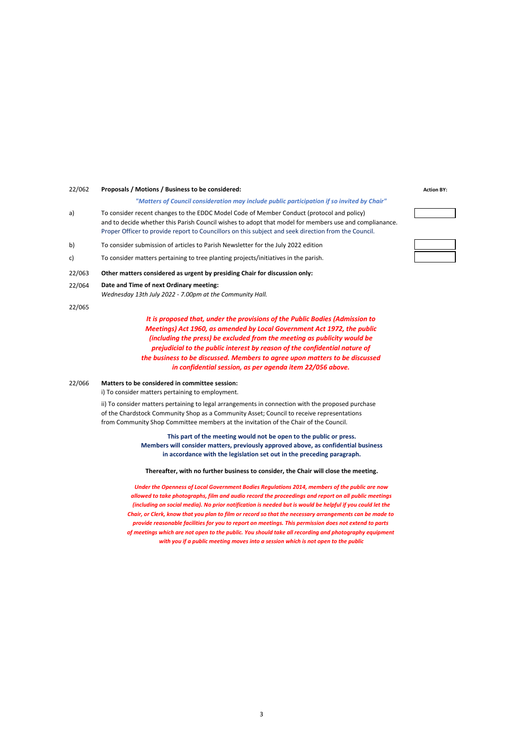**22/062 Proposals / Motions / Business to be considered:** **Action BY:**

*"Matters of Council consideration may include public participation if so invited by Chair"*

a) To consider recent changes to the EDDC Model Code of Member Conduct (protocol and policy) and to decide whether this Parish Council wishes to adopt that model for members use and complianance. Proper Officer to provide report to Councillors on this subject and seek direction from the Council.

b) To consider submission of articles to Parish Newsletter for the July 2022 edition

c) To consider matters pertaining to tree planting projects/initiatives in the parish.

**22/063 Other matters considered as urgent by presiding Chair for discussion only:**

**22/064 Date and Time of next Ordinary meeting:**

*Wednesday 13th July 2022 - 7.00pm at the Community Hall.*

22/065

***It is proposed that, under the provisions of the Public Bodies (Admission to Meetings) Act 1960, as amended by Local Government Act 1972, the public (including the press) be excluded from the meeting as publicity would be prejudicial to the public interest by reason of the confidential nature of the business to be discussed. Members to agree upon matters to be discussed in confidential session, as per agenda item 22/056 above.***

**22/066 Matters to be considered in committee session:**

i) To consider matters pertaining to employment.

ii) To consider matters pertaining to legal arrangements in connection with the proposed purchase of the Chardstock Community Shop as a Community Asset; Council to receive representations from Community Shop Committee members at the invitation of the Chair of the Council.

**This part of the meeting would not be open to the public or press. Members will consider matters, previously approved above, as confidential business in accordance with the legislation set out in the preceding paragraph.**

**Thereafter, with no further business to consider, the Chair will close the meeting.**

***Under the Openness of Local Government Bodies Regulations 2014, members of the public are now allowed to take photographs, film and audio record the proceedings and report on all public meetings (including on social media). No prior notification is needed but is would be helpful if you could let the Chair, or Clerk, know that you plan to film or record so that the necessary arrangements can be made to provide reasonable facilities for you to report on meetings. This permission does not extend to parts of meetings which are not open to the public. You should take all recording and photography equipment with you if a public meeting moves into a session which is not open to the public***